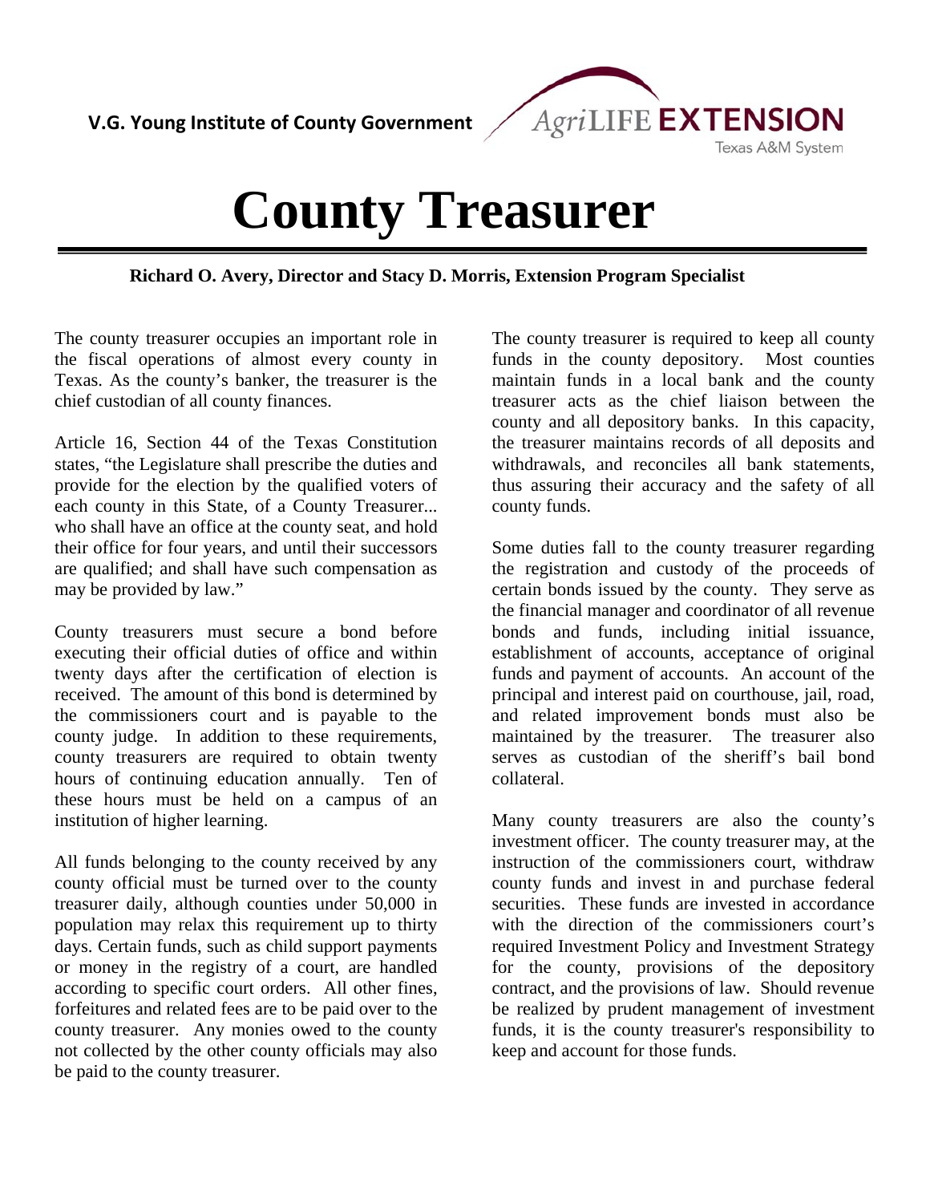V.G. Young Institute of County Government

AgriLIFE EXTENSION
Texas A&M System

# County Treasurer

**Richard O. Avery, Director and Stacy D. Morris, Extension Program Specialist**

The county treasurer occupies an important role in the fiscal operations of almost every county in Texas. As the county's banker, the treasurer is the chief custodian of all county finances.

Article 16, Section 44 of the Texas Constitution states, "the Legislature shall prescribe the duties and provide for the election by the qualified voters of each county in this State, of a County Treasurer... who shall have an office at the county seat, and hold their office for four years, and until their successors are qualified; and shall have such compensation as may be provided by law."

County treasurers must secure a bond before executing their official duties of office and within twenty days after the certification of election is received. The amount of this bond is determined by the commissioners court and is payable to the county judge. In addition to these requirements, county treasurers are required to obtain twenty hours of continuing education annually. Ten of these hours must be held on a campus of an institution of higher learning.

All funds belonging to the county received by any county official must be turned over to the county treasurer daily, although counties under 50,000 in population may relax this requirement up to thirty days. Certain funds, such as child support payments or money in the registry of a court, are handled according to specific court orders. All other fines, forfeitures and related fees are to be paid over to the county treasurer. Any monies owed to the county not collected by the other county officials may also be paid to the county treasurer.

The county treasurer is required to keep all county funds in the county depository. Most counties maintain funds in a local bank and the county treasurer acts as the chief liaison between the county and all depository banks. In this capacity, the treasurer maintains records of all deposits and withdrawals, and reconciles all bank statements, thus assuring their accuracy and the safety of all county funds.

Some duties fall to the county treasurer regarding the registration and custody of the proceeds of certain bonds issued by the county. They serve as the financial manager and coordinator of all revenue bonds and funds, including initial issuance, establishment of accounts, acceptance of original funds and payment of accounts. An account of the principal and interest paid on courthouse, jail, road, and related improvement bonds must also be maintained by the treasurer. The treasurer also serves as custodian of the sheriff's bail bond collateral.

Many county treasurers are also the county's investment officer. The county treasurer may, at the instruction of the commissioners court, withdraw county funds and invest in and purchase federal securities. These funds are invested in accordance with the direction of the commissioners court's required Investment Policy and Investment Strategy for the county, provisions of the depository contract, and the provisions of law. Should revenue be realized by prudent management of investment funds, it is the county treasurer's responsibility to keep and account for those funds.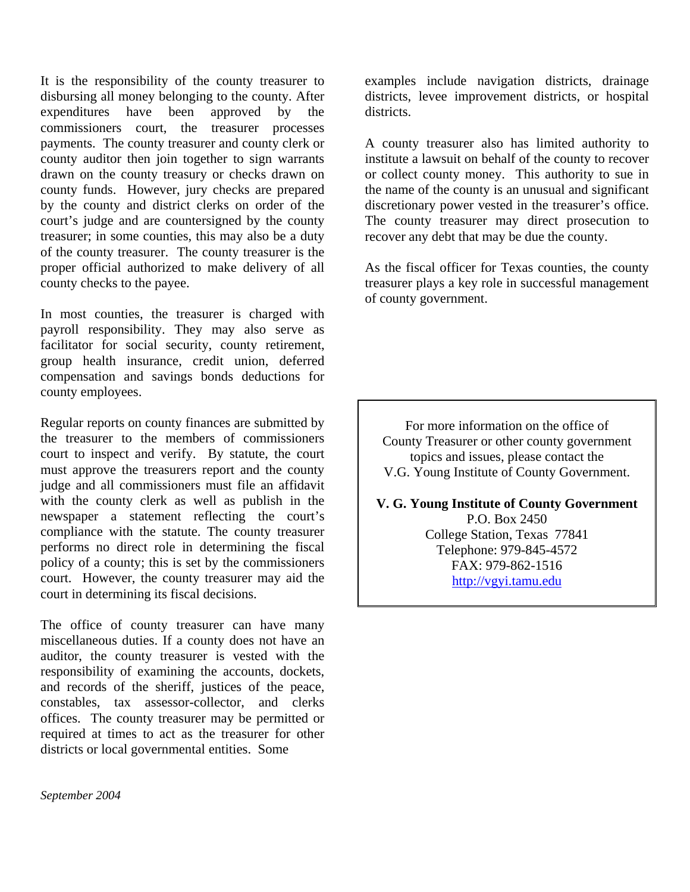It is the responsibility of the county treasurer to disbursing all money belonging to the county. After expenditures have been approved by the commissioners court, the treasurer processes payments. The county treasurer and county clerk or county auditor then join together to sign warrants drawn on the county treasury or checks drawn on county funds. However, jury checks are prepared by the county and district clerks on order of the court's judge and are countersigned by the county treasurer; in some counties, this may also be a duty of the county treasurer. The county treasurer is the proper official authorized to make delivery of all county checks to the payee.

In most counties, the treasurer is charged with payroll responsibility. They may also serve as facilitator for social security, county retirement, group health insurance, credit union, deferred compensation and savings bonds deductions for county employees.

Regular reports on county finances are submitted by the treasurer to the members of commissioners court to inspect and verify. By statute, the court must approve the treasurers report and the county judge and all commissioners must file an affidavit with the county clerk as well as publish in the newspaper a statement reflecting the court's compliance with the statute. The county treasurer performs no direct role in determining the fiscal policy of a county; this is set by the commissioners court. However, the county treasurer may aid the court in determining its fiscal decisions.

The office of county treasurer can have many miscellaneous duties. If a county does not have an auditor, the county treasurer is vested with the responsibility of examining the accounts, dockets, and records of the sheriff, justices of the peace, constables, tax assessor-collector, and clerks offices. The county treasurer may be permitted or required at times to act as the treasurer for other districts or local governmental entities. Some examples include navigation districts, drainage districts, levee improvement districts, or hospital districts.

A county treasurer also has limited authority to institute a lawsuit on behalf of the county to recover or collect county money. This authority to sue in the name of the county is an unusual and significant discretionary power vested in the treasurer's office. The county treasurer may direct prosecution to recover any debt that may be due the county.

As the fiscal officer for Texas counties, the county treasurer plays a key role in successful management of county government.

For more information on the office of County Treasurer or other county government topics and issues, please contact the V.G. Young Institute of County Government.

**V. G. Young Institute of County Government**
P.O. Box 2450
College Station, Texas 77841
Telephone: 979-845-4572
FAX: 979-862-1516
http://vgyi.tamu.edu

*September 2004*